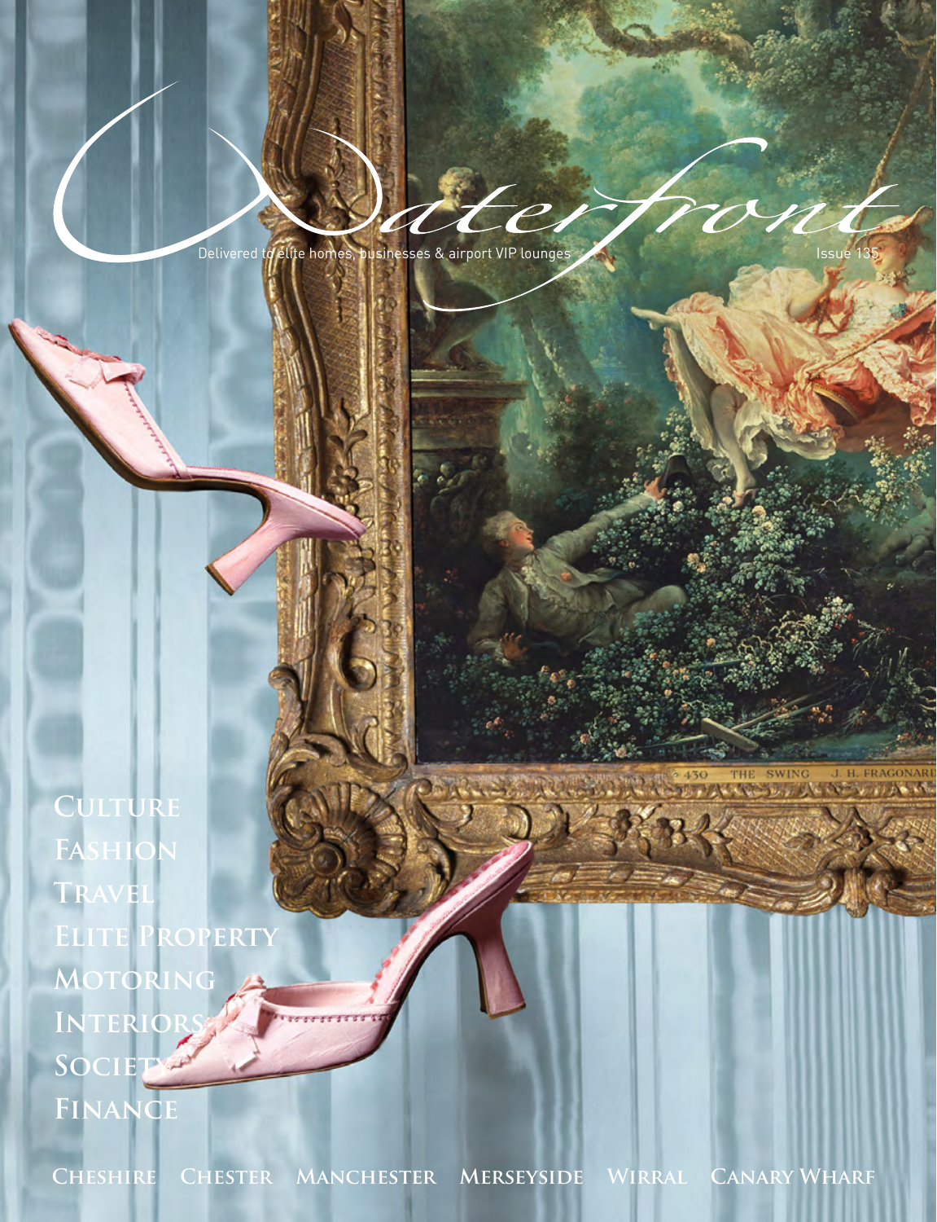# Waterfront

Delivered to elite homes, businesses & airport VIP lounges

Issue 135

430 THE SWING J. H. FRAGONARD

Culture
Fashion
Travel
Elite Property
Motoring
Interiors
Society
Finance

Cheshire Chester Manchester Merseyside Wirral Canary Wharf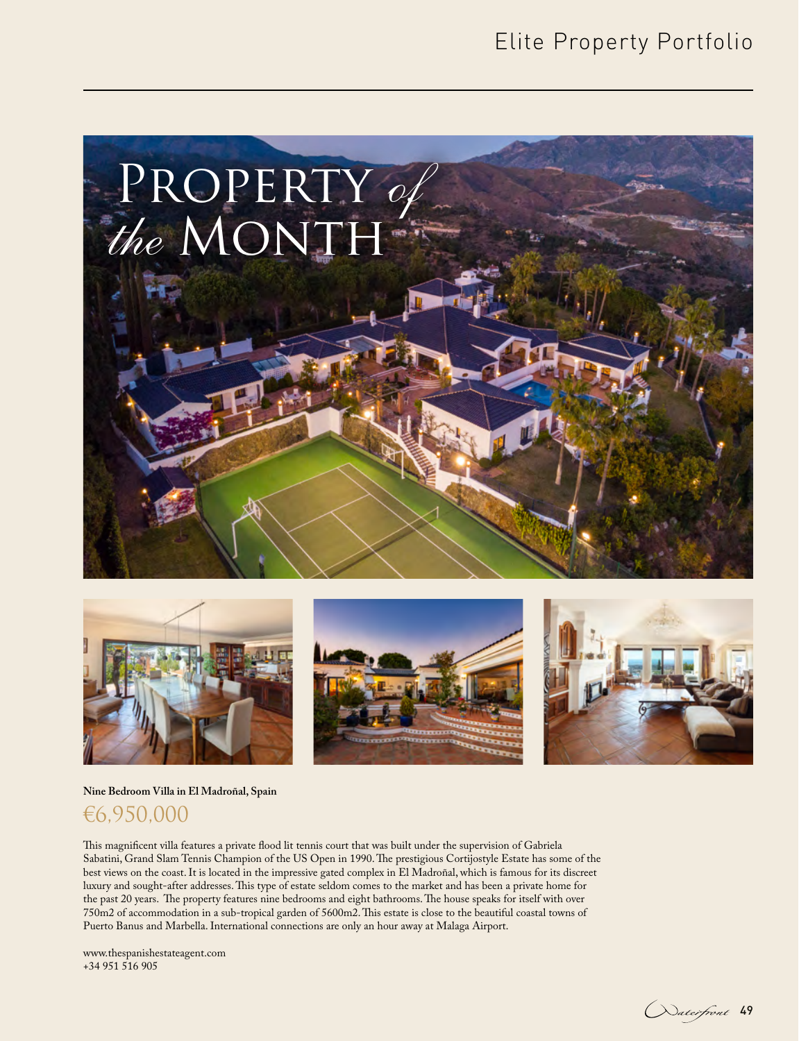# Property *of the* Month

**Nine Bedroom Villa in El Madroñal, Spain**

## €6,950,000

This magnificent villa features a private flood lit tennis court that was built under the supervision of Gabriela Sabatini, Grand Slam Tennis Champion of the US Open in 1990. The prestigious Cortijostyle Estate has some of the best views on the coast. It is located in the impressive gated complex in El Madroñal, which is famous for its discreet luxury and sought-after addresses. This type of estate seldom comes to the market and has been a private home for the past 20 years. The property features nine bedrooms and eight bathrooms. The house speaks for itself with over 750m2 of accommodation in a sub-tropical garden of 5600m2. This estate is close to the beautiful coastal towns of Puerto Banus and Marbella. International connections are only an hour away at Malaga Airport.

www.thespanishestateagent.com
+34 951 516 905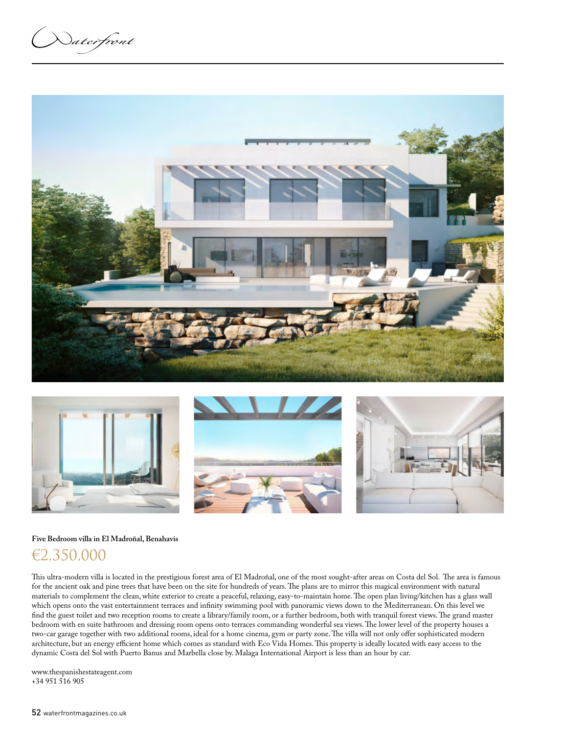**Five Bedroom villa in El Madroñal, Benahavis**

## €2,350,000

This ultra-modern villa is located in the prestigious forest area of El Madroñal, one of the most sought-after areas on Costa del Sol. The area is famous for the ancient oak and pine trees that have been on the site for hundreds of years. The plans are to mirror this magical environment with natural materials to complement the clean, white exterior to create a peaceful, relaxing, easy-to-maintain home. The open plan living/kitchen has a glass wall which opens onto the vast entertainment terraces and infinity swimming pool with panoramic views down to the Mediterranean. On this level we find the guest toilet and two reception rooms to create a library/family room, or a further bedroom, both with tranquil forest views. The grand master bedroom with en suite bathroom and dressing room opens onto terraces commanding wonderful sea views. The lower level of the property houses a two-car garage together with two additional rooms, ideal for a home cinema, gym or party zone. The villa will not only offer sophisticated modern architecture, but an energy efficient home which comes as standard with Eco Vida Homes. This property is ideally located with easy access to the dynamic Costa del Sol with Puerto Banus and Marbella close by. Malaga International Airport is less than an hour by car.

www.thespanishestateagent.com
+34 951 516 905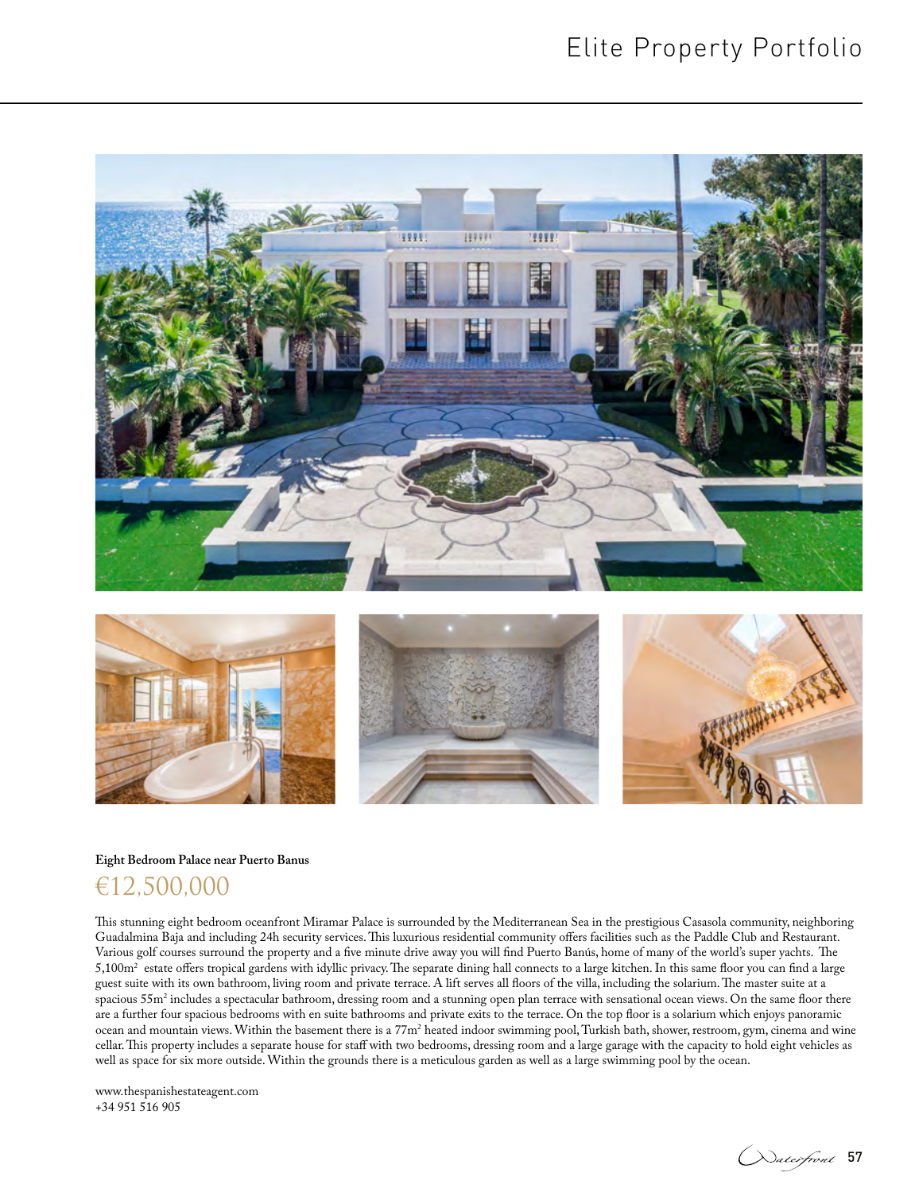**Eight Bedroom Palace near Puerto Banus**

## €12,500,000

This stunning eight bedroom oceanfront Miramar Palace is surrounded by the Mediterranean Sea in the prestigious Casasola community, neighboring Guadalmina Baja and including 24h security services. This luxurious residential community offers facilities such as the Paddle Club and Restaurant. Various golf courses surround the property and a five minute drive away you will find Puerto Banús, home of many of the world's super yachts. The 5,100m$^2$ estate offers tropical gardens with idyllic privacy. The separate dining hall connects to a large kitchen. In this same floor you can find a large guest suite with its own bathroom, living room and private terrace. A lift serves all floors of the villa, including the solarium. The master suite at a spacious 55m$^2$ includes a spectacular bathroom, dressing room and a stunning open plan terrace with sensational ocean views. On the same floor there are a further four spacious bedrooms with en suite bathrooms and private exits to the terrace. On the top floor is a solarium which enjoys panoramic ocean and mountain views. Within the basement there is a 77m$^2$ heated indoor swimming pool, Turkish bath, shower, restroom, gym, cinema and wine cellar. This property includes a separate house for staff with two bedrooms, dressing room and a large garage with the capacity to hold eight vehicles as well as space for six more outside. Within the grounds there is a meticulous garden as well as a large swimming pool by the ocean.

www.thespanishestateagent.com
+34 951 516 905